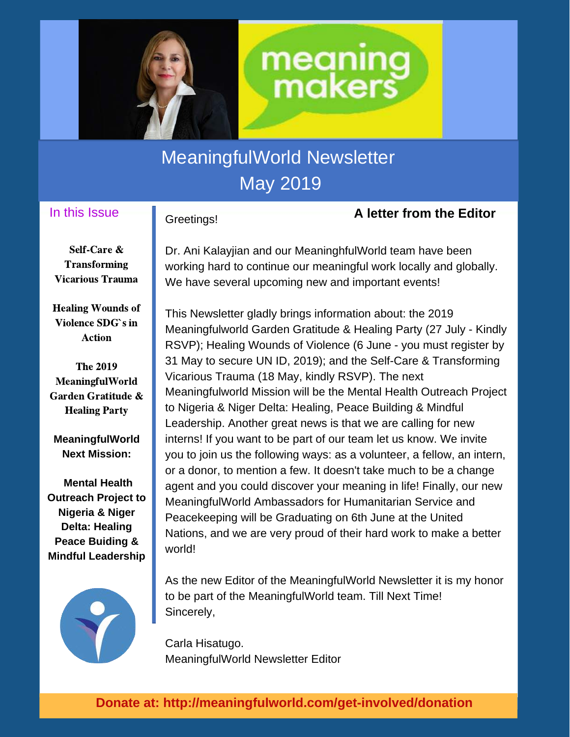# MeaningfulWorld Newsletter
## May 2019

### In this Issue

**Self-Care & Transforming Vicarious Trauma**

**Healing Wounds of Violence SDG`s in Action**

**The 2019 MeaningfulWorld Garden Gratitude & Healing Party**

**MeaningfulWorld Next Mission:**

**Mental Health Outreach Project to Nigeria & Niger Delta: Healing Peace Buiding & Mindful Leadership**

### A letter from the Editor

Greetings!

Dr. Ani Kalayjian and our MeaninghfulWorld team have been working hard to continue our meaningful work locally and globally. We have several upcoming new and important events!

This Newsletter gladly brings information about: the 2019 Meaningfulworld Garden Gratitude & Healing Party (27 July - Kindly RSVP); Healing Wounds of Violence (6 June - you must register by 31 May to secure UN ID, 2019); and the Self-Care & Transforming Vicarious Trauma (18 May, kindly RSVP). The next Meaningfulworld Mission will be the Mental Health Outreach Project to Nigeria & Niger Delta: Healing, Peace Building & Mindful Leadership. Another great news is that we are calling for new interns! If you want to be part of our team let us know. We invite you to join us the following ways: as a volunteer, a fellow, an intern, or a donor, to mention a few. It doesn't take much to be a change agent and you could discover your meaning in life! Finally, our new MeaningfulWorld Ambassadors for Humanitarian Service and Peacekeeping will be Graduating on 6th June at the United Nations, and we are very proud of their hard work to make a better world!

As the new Editor of the MeaningfulWorld Newsletter it is my honor to be part of the MeaningfulWorld team. Till Next Time!
Sincerely,

Carla Hisatugo.
MeaningfulWorld Newsletter Editor

**Donate at: http://meaningfulworld.com/get-involved/donation**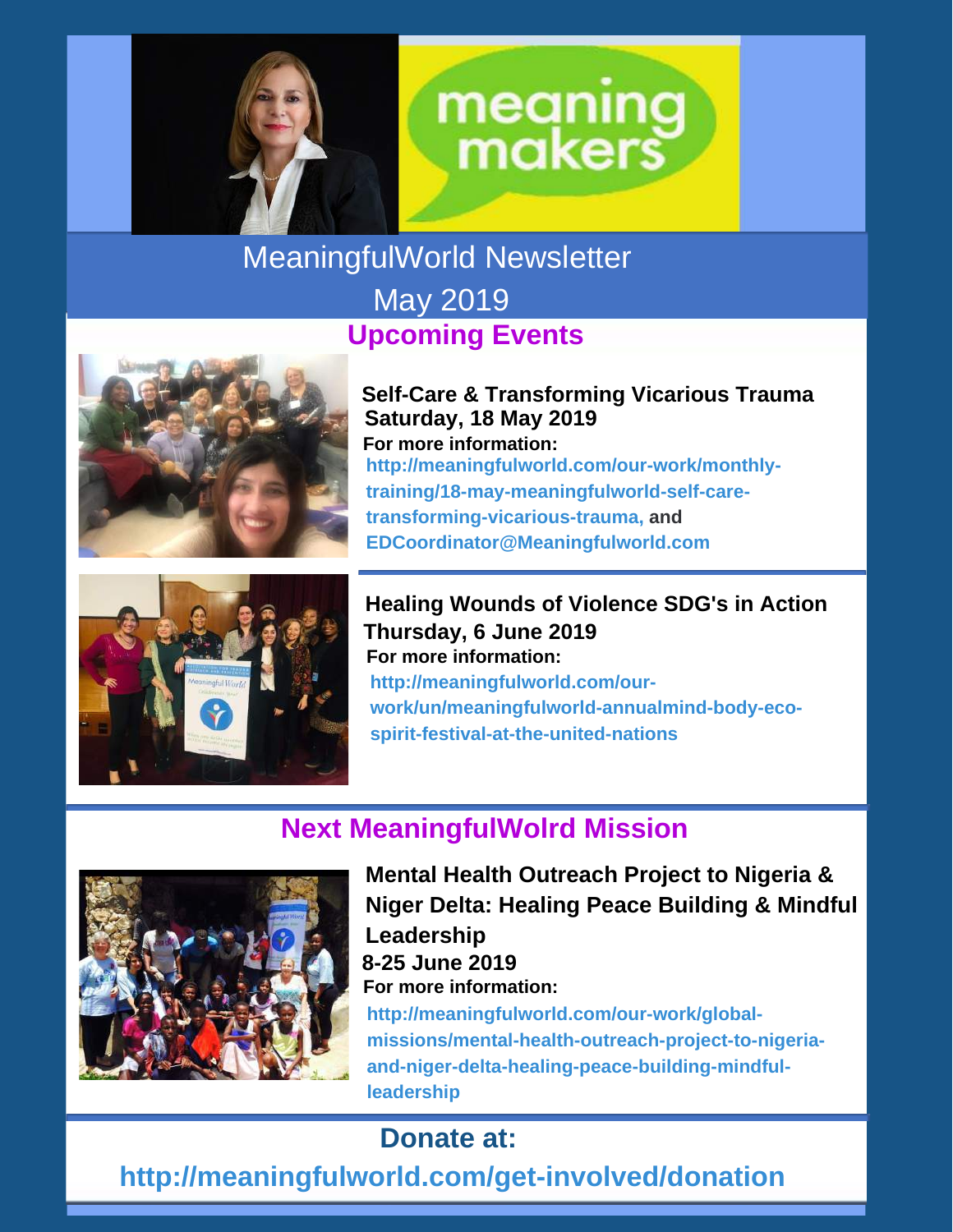meaning makers

# MeaningfulWorld Newsletter

## May 2019

## Upcoming Events

### Self-Care & Transforming Vicarious Trauma

**Saturday, 18 May 2019**

**For more information:**

**http://meaningfulworld.com/our-work/monthly-training/18-may-meaningfulworld-self-care-transforming-vicarious-trauma, and EDCoordinator@Meaningfulworld.com**

### Healing Wounds of Violence SDG's in Action

**Thursday, 6 June 2019**

**For more information:**

**http://meaningfulworld.com/our-work/un/meaningfulworld-annualmind-body-eco-spirit-festival-at-the-united-nations**

## Next MeaningfulWolrd Mission

### Mental Health Outreach Project to Nigeria & Niger Delta: Healing Peace Building & Mindful Leadership

**8-25 June 2019**

**For more information:**

**http://meaningfulworld.com/our-work/global-missions/mental-health-outreach-project-to-nigeria-and-niger-delta-healing-peace-building-mindful-leadership**

## Donate at:

**http://meaningfulworld.com/get-involved/donation**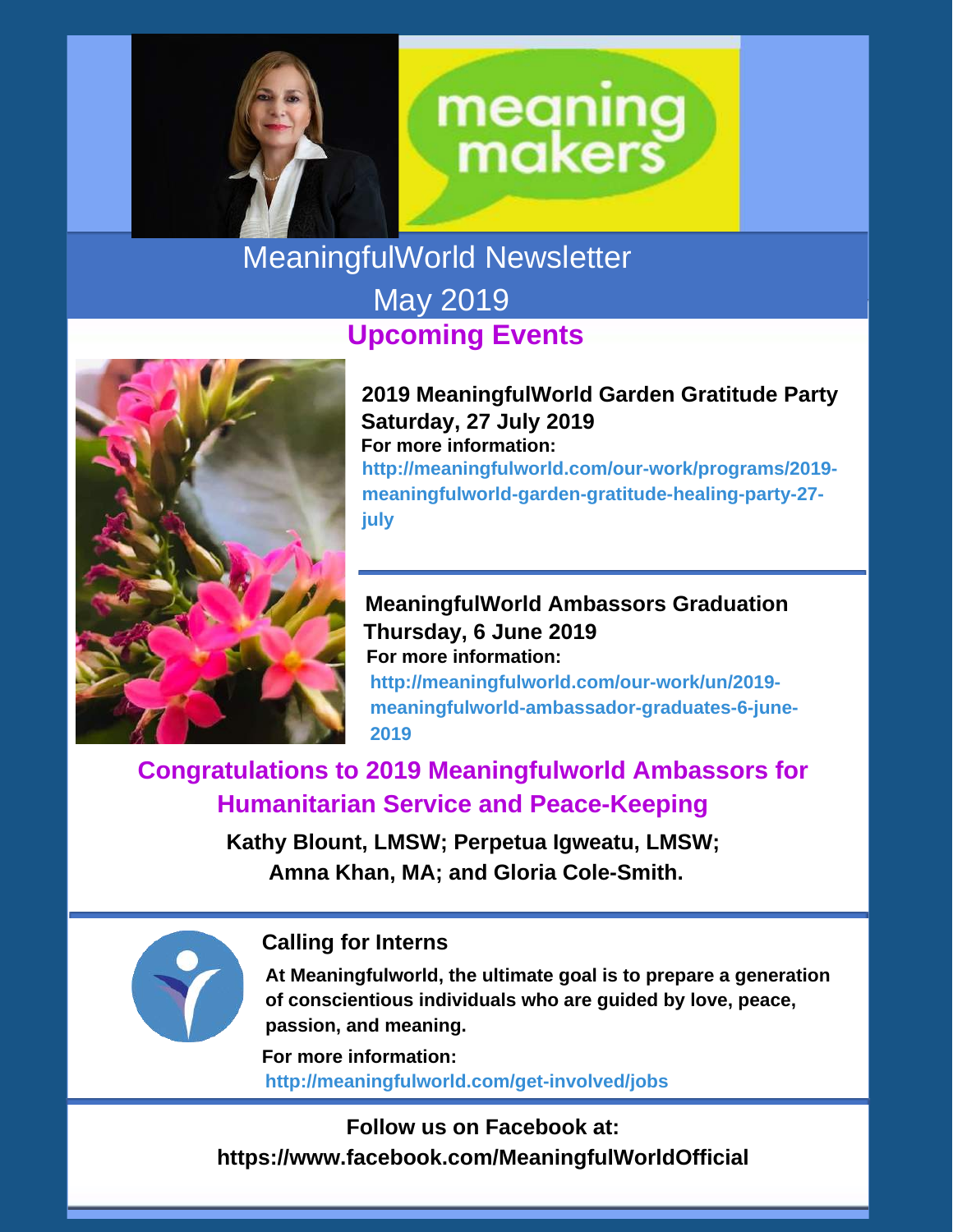# MeaningfulWorld Newsletter

## May 2019

## Upcoming Events

### 2019 MeaningfulWorld Garden Gratitude Party

**Saturday, 27 July 2019**

**For more information:**

http://meaningfulworld.com/our-work/programs/2019-meaningfulworld-garden-gratitude-healing-party-27-july

### MeaningfulWorld Ambassors Graduation

**Thursday, 6 June 2019**

**For more information:**

http://meaningfulworld.com/our-work/un/2019-meaningfulworld-ambassador-graduates-6-june-2019

## Congratulations to 2019 Meaningfulworld Ambassors for Humanitarian Service and Peace-Keeping

**Kathy Blount, LMSW; Perpetua Igweatu, LMSW; Amna Khan, MA; and Gloria Cole-Smith.**

### Calling for Interns

**At Meaningfulworld, the ultimate goal is to prepare a generation of conscientious individuals who are guided by love, peace, passion, and meaning.**

**For more information:**

http://meaningfulworld.com/get-involved/jobs

**Follow us on Facebook at:**
**https://www.facebook.com/MeaningfulWorldOfficial**